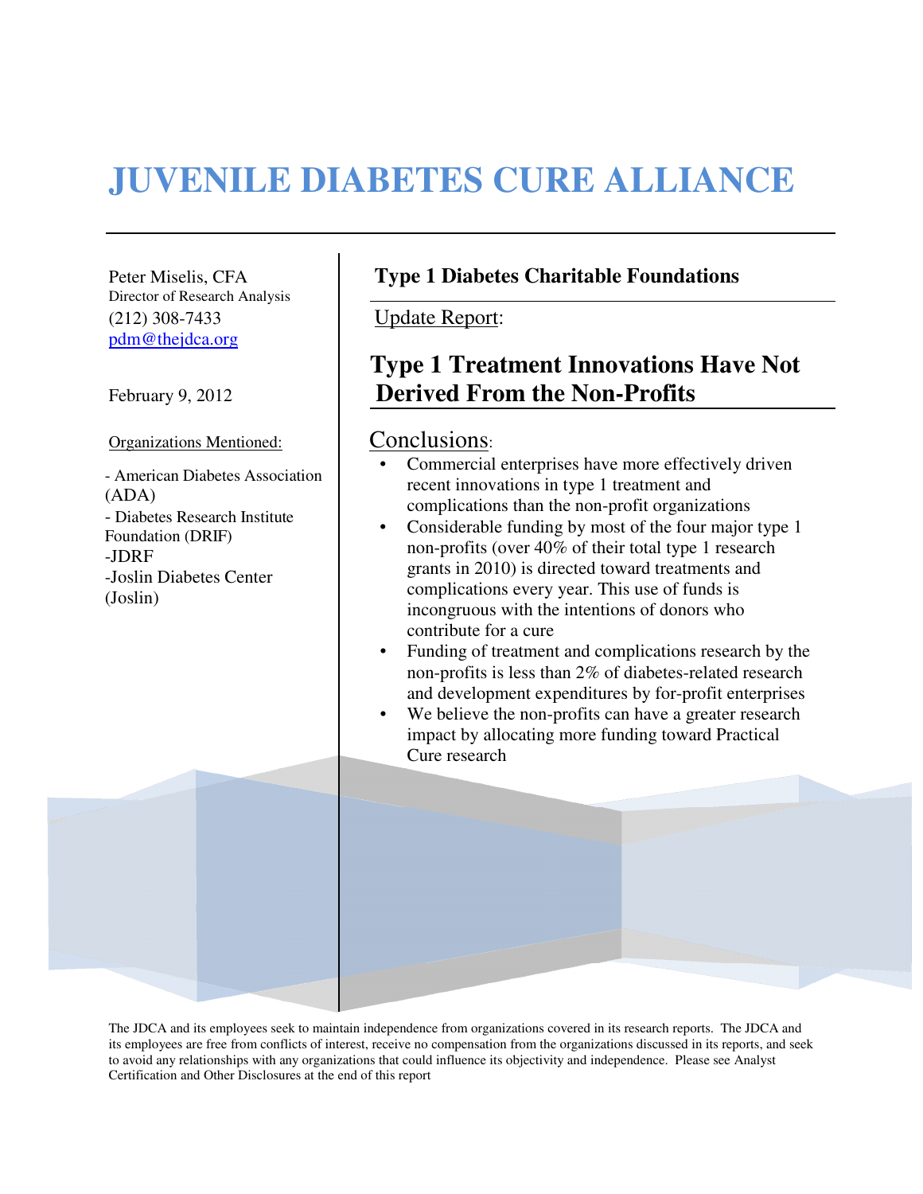# JUVENILE DIABETES CURE ALLIANCE

Peter Miselis, CFA
Director of Research Analysis
(212) 308-7433
pdm@thejdca.org

February 9, 2012

Organizations Mentioned:

- American Diabetes Association (ADA)
- Diabetes Research Institute Foundation (DRIF)
- JDRF
- Joslin Diabetes Center (Joslin)

**Type 1 Diabetes Charitable Foundations**

Update Report:

## Type 1 Treatment Innovations Have Not Derived From the Non-Profits

### Conclusions:

- Commercial enterprises have more effectively driven recent innovations in type 1 treatment and complications than the non-profit organizations
- Considerable funding by most of the four major type 1 non-profits (over 40% of their total type 1 research grants in 2010) is directed toward treatments and complications every year. This use of funds is incongruous with the intentions of donors who contribute for a cure
- Funding of treatment and complications research by the non-profits is less than 2% of diabetes-related research and development expenditures by for-profit enterprises
- We believe the non-profits can have a greater research impact by allocating more funding toward Practical Cure research

The JDCA and its employees seek to maintain independence from organizations covered in its research reports. The JDCA and its employees are free from conflicts of interest, receive no compensation from the organizations discussed in its reports, and seek to avoid any relationships with any organizations that could influence its objectivity and independence. Please see Analyst Certification and Other Disclosures at the end of this report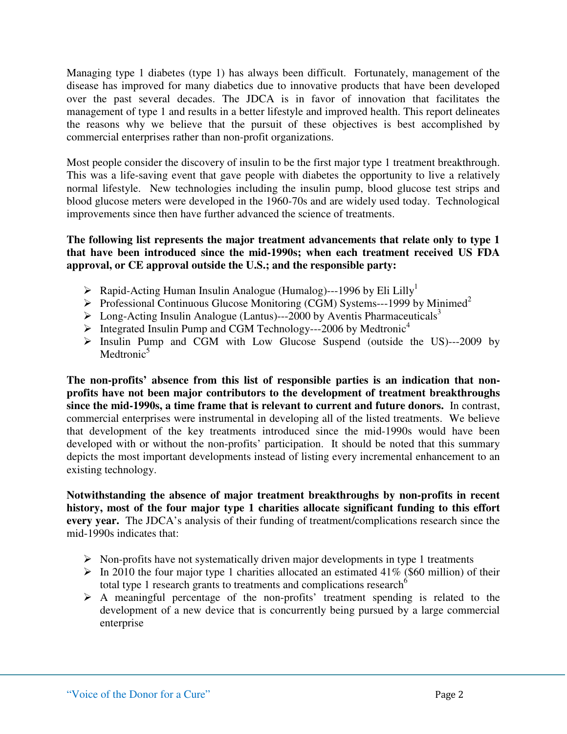Managing type 1 diabetes (type 1) has always been difficult. Fortunately, management of the disease has improved for many diabetics due to innovative products that have been developed over the past several decades. The JDCA is in favor of innovation that facilitates the management of type 1 and results in a better lifestyle and improved health. This report delineates the reasons why we believe that the pursuit of these objectives is best accomplished by commercial enterprises rather than non-profit organizations.

Most people consider the discovery of insulin to be the first major type 1 treatment breakthrough. This was a life-saving event that gave people with diabetes the opportunity to live a relatively normal lifestyle. New technologies including the insulin pump, blood glucose test strips and blood glucose meters were developed in the 1960-70s and are widely used today. Technological improvements since then have further advanced the science of treatments.

**The following list represents the major treatment advancements that relate only to type 1 that have been introduced since the mid-1990s; when each treatment received US FDA approval, or CE approval outside the U.S.; and the responsible party:**

- Rapid-Acting Human Insulin Analogue (Humalog)---1996 by Eli Lilly[1]
- Professional Continuous Glucose Monitoring (CGM) Systems---1999 by Minimed[2]
- Long-Acting Insulin Analogue (Lantus)---2000 by Aventis Pharmaceuticals[3]
- Integrated Insulin Pump and CGM Technology---2006 by Medtronic[4]
- Insulin Pump and CGM with Low Glucose Suspend (outside the US)---2009 by Medtronic[5]

**The non-profits' absence from this list of responsible parties is an indication that non-profits have not been major contributors to the development of treatment breakthroughs since the mid-1990s, a time frame that is relevant to current and future donors.** In contrast, commercial enterprises were instrumental in developing all of the listed treatments. We believe that development of the key treatments introduced since the mid-1990s would have been developed with or without the non-profits' participation. It should be noted that this summary depicts the most important developments instead of listing every incremental enhancement to an existing technology.

**Notwithstanding the absence of major treatment breakthroughs by non-profits in recent history, most of the four major type 1 charities allocate significant funding to this effort every year.** The JDCA's analysis of their funding of treatment/complications research since the mid-1990s indicates that:

- Non-profits have not systematically driven major developments in type 1 treatments
- In 2010 the four major type 1 charities allocated an estimated 41% ($60 million) of their total type 1 research grants to treatments and complications research[6]
- A meaningful percentage of the non-profits' treatment spending is related to the development of a new device that is concurrently being pursued by a large commercial enterprise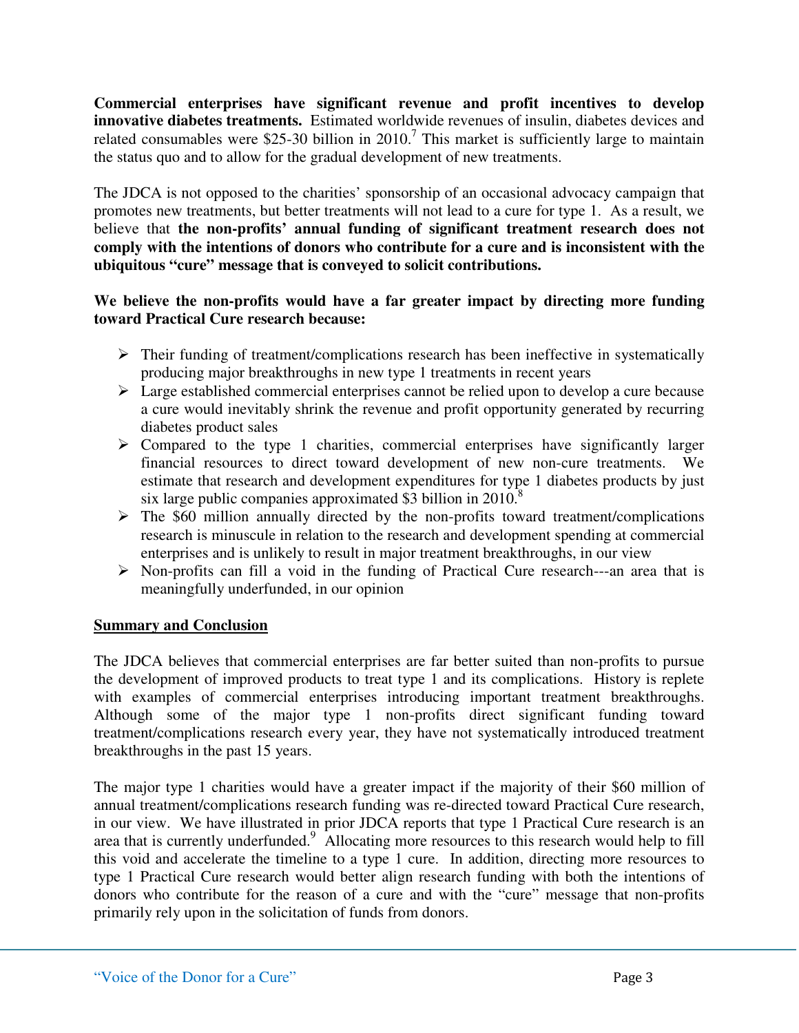**Commercial enterprises have significant revenue and profit incentives to develop innovative diabetes treatments.** Estimated worldwide revenues of insulin, diabetes devices and related consumables were $25-30 billion in 2010.[7] This market is sufficiently large to maintain the status quo and to allow for the gradual development of new treatments.

The JDCA is not opposed to the charities' sponsorship of an occasional advocacy campaign that promotes new treatments, but better treatments will not lead to a cure for type 1. As a result, we believe that **the non-profits' annual funding of significant treatment research does not comply with the intentions of donors who contribute for a cure and is inconsistent with the ubiquitous "cure" message that is conveyed to solicit contributions.**

**We believe the non-profits would have a far greater impact by directing more funding toward Practical Cure research because:**

- Their funding of treatment/complications research has been ineffective in systematically producing major breakthroughs in new type 1 treatments in recent years
- Large established commercial enterprises cannot be relied upon to develop a cure because a cure would inevitably shrink the revenue and profit opportunity generated by recurring diabetes product sales
- Compared to the type 1 charities, commercial enterprises have significantly larger financial resources to direct toward development of new non-cure treatments. We estimate that research and development expenditures for type 1 diabetes products by just six large public companies approximated $3 billion in 2010.[8]
- The $60 million annually directed by the non-profits toward treatment/complications research is minuscule in relation to the research and development spending at commercial enterprises and is unlikely to result in major treatment breakthroughs, in our view
- Non-profits can fill a void in the funding of Practical Cure research---an area that is meaningfully underfunded, in our opinion

## Summary and Conclusion

The JDCA believes that commercial enterprises are far better suited than non-profits to pursue the development of improved products to treat type 1 and its complications. History is replete with examples of commercial enterprises introducing important treatment breakthroughs. Although some of the major type 1 non-profits direct significant funding toward treatment/complications research every year, they have not systematically introduced treatment breakthroughs in the past 15 years.

The major type 1 charities would have a greater impact if the majority of their $60 million of annual treatment/complications research funding was re-directed toward Practical Cure research, in our view. We have illustrated in prior JDCA reports that type 1 Practical Cure research is an area that is currently underfunded.[9] Allocating more resources to this research would help to fill this void and accelerate the timeline to a type 1 cure. In addition, directing more resources to type 1 Practical Cure research would better align research funding with both the intentions of donors who contribute for the reason of a cure and with the "cure" message that non-profits primarily rely upon in the solicitation of funds from donors.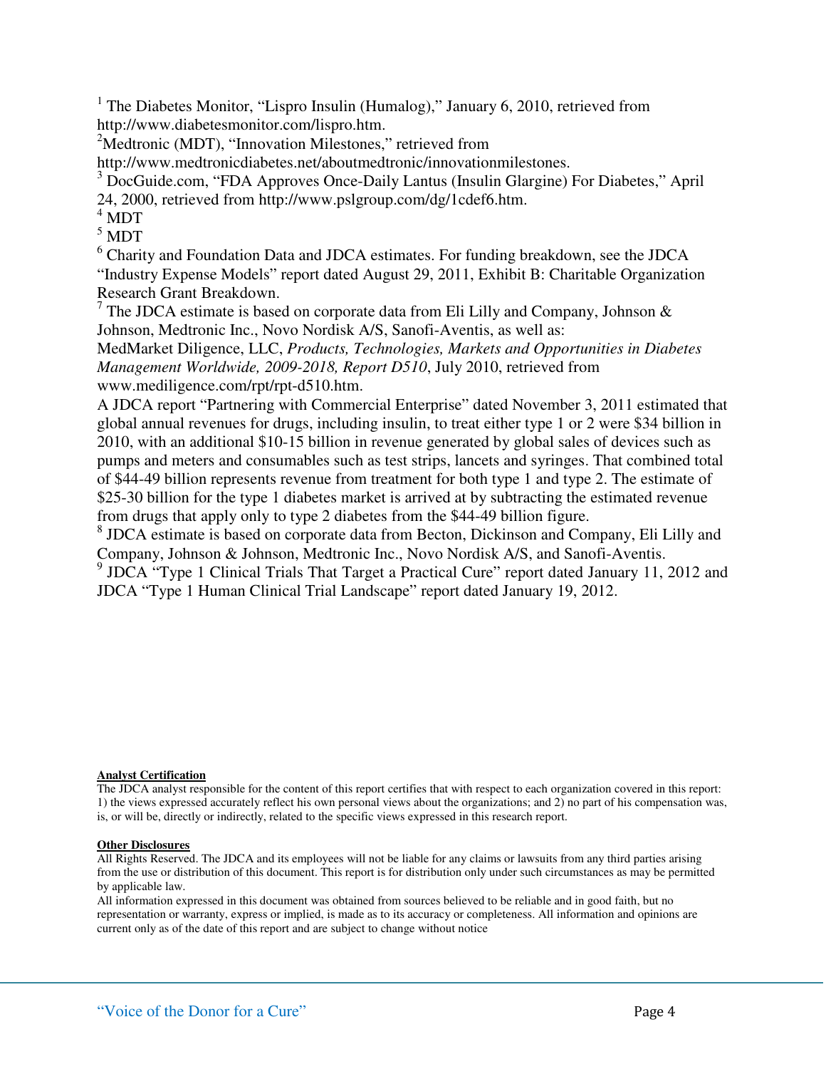[1] The Diabetes Monitor, "Lispro Insulin (Humalog)," January 6, 2010, retrieved from http://www.diabetesmonitor.com/lispro.htm.

[2] Medtronic (MDT), "Innovation Milestones," retrieved from http://www.medtronicdiabetes.net/aboutmedtronic/innovationmilestones.

[3] DocGuide.com, "FDA Approves Once-Daily Lantus (Insulin Glargine) For Diabetes," April 24, 2000, retrieved from http://www.pslgroup.com/dg/1cdef6.htm.

[4] MDT

[5] MDT

[6] Charity and Foundation Data and JDCA estimates. For funding breakdown, see the JDCA "Industry Expense Models" report dated August 29, 2011, Exhibit B: Charitable Organization Research Grant Breakdown.

[7] The JDCA estimate is based on corporate data from Eli Lilly and Company, Johnson & Johnson, Medtronic Inc., Novo Nordisk A/S, Sanofi-Aventis, as well as:
MedMarket Diligence, LLC, *Products, Technologies, Markets and Opportunities in Diabetes Management Worldwide, 2009-2018, Report D510*, July 2010, retrieved from www.mediligence.com/rpt/rpt-d510.htm.
A JDCA report "Partnering with Commercial Enterprise" dated November 3, 2011 estimated that global annual revenues for drugs, including insulin, to treat either type 1 or 2 were $34 billion in 2010, with an additional $10-15 billion in revenue generated by global sales of devices such as pumps and meters and consumables such as test strips, lancets and syringes. That combined total of $44-49 billion represents revenue from treatment for both type 1 and type 2. The estimate of $25-30 billion for the type 1 diabetes market is arrived at by subtracting the estimated revenue from drugs that apply only to type 2 diabetes from the $44-49 billion figure.

[8] JDCA estimate is based on corporate data from Becton, Dickinson and Company, Eli Lilly and Company, Johnson & Johnson, Medtronic Inc., Novo Nordisk A/S, and Sanofi-Aventis.

[9] JDCA "Type 1 Clinical Trials That Target a Practical Cure" report dated January 11, 2012 and JDCA "Type 1 Human Clinical Trial Landscape" report dated January 19, 2012.

**Analyst Certification**

The JDCA analyst responsible for the content of this report certifies that with respect to each organization covered in this report: 1) the views expressed accurately reflect his own personal views about the organizations; and 2) no part of his compensation was, is, or will be, directly or indirectly, related to the specific views expressed in this research report.

**Other Disclosures**

All Rights Reserved. The JDCA and its employees will not be liable for any claims or lawsuits from any third parties arising from the use or distribution of this document. This report is for distribution only under such circumstances as may be permitted by applicable law.

All information expressed in this document was obtained from sources believed to be reliable and in good faith, but no representation or warranty, express or implied, is made as to its accuracy or completeness. All information and opinions are current only as of the date of this report and are subject to change without notice